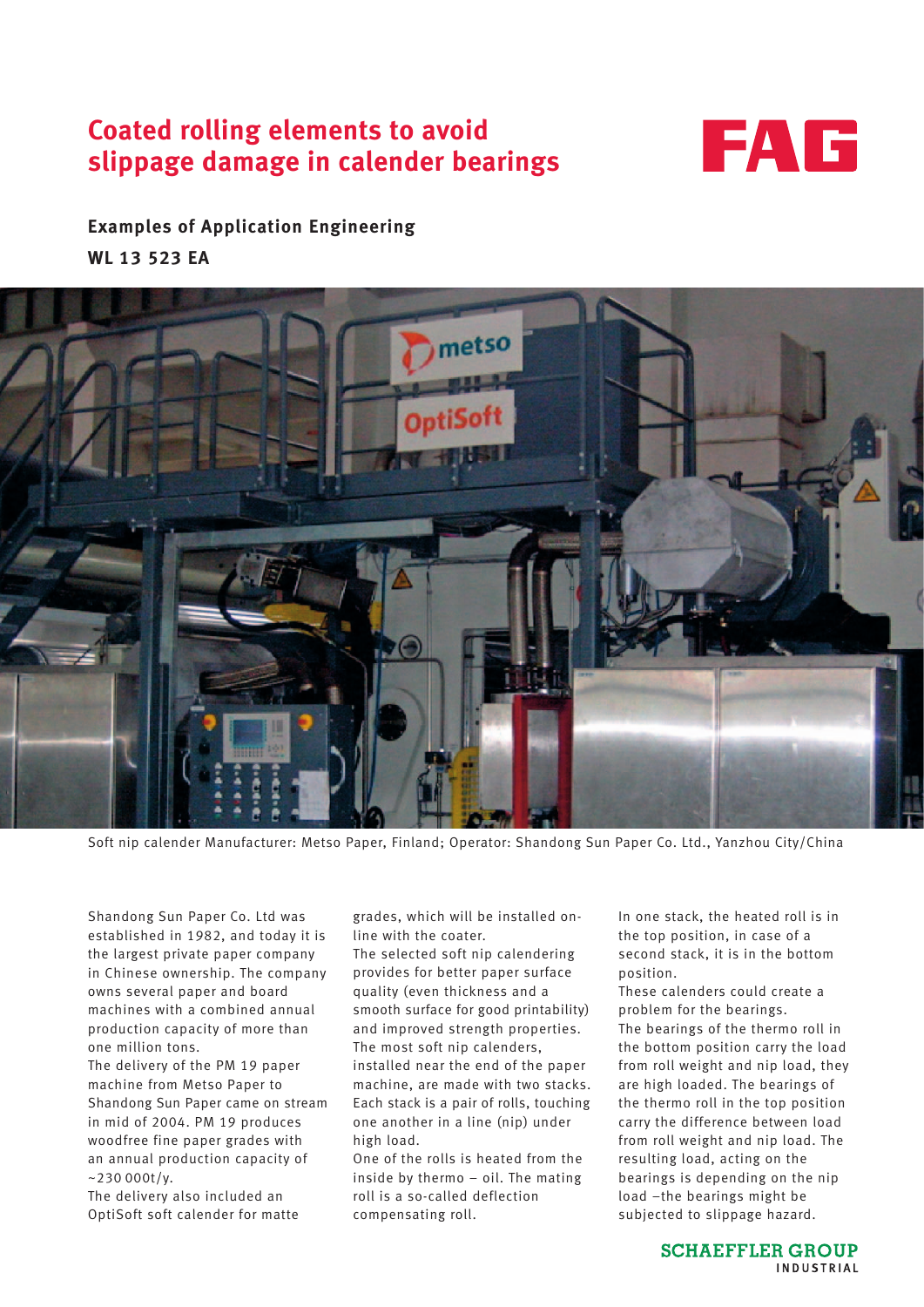# Coated rolling elements to avoid slippage damage in calender bearings

FAG

**Examples of Application Engineering**

**WL 13 523 EA**

Soft nip calender Manufacturer: Metso Paper, Finland; Operator: Shandong Sun Paper Co. Ltd., Yanzhou City/China

Shandong Sun Paper Co. Ltd was established in 1982, and today it is the largest private paper company in Chinese ownership. The company owns several paper and board machines with a combined annual production capacity of more than one million tons.
The delivery of the PM 19 paper machine from Metso Paper to Shandong Sun Paper came on stream in mid of 2004. PM 19 produces woodfree fine paper grades with an annual production capacity of ~230 000t/y.
The delivery also included an OptiSoft soft calender for matte grades, which will be installed on-line with the coater.
The selected soft nip calendering provides for better paper surface quality (even thickness and a smooth surface for good printability) and improved strength properties.
The most soft nip calenders, installed near the end of the paper machine, are made with two stacks. Each stack is a pair of rolls, touching one another in a line (nip) under high load.
One of the rolls is heated from the inside by thermo – oil. The mating roll is a so-called deflection compensating roll.
In one stack, the heated roll is in the top position, in case of a second stack, it is in the bottom position.
These calenders could create a problem for the bearings.
The bearings of the thermo roll in the bottom position carry the load from roll weight and nip load, they are high loaded. The bearings of the thermo roll in the top position carry the difference between load from roll weight and nip load. The resulting load, acting on the bearings is depending on the nip load –the bearings might be subjected to slippage hazard.

SCHAEFFLER GROUP
INDUSTRIAL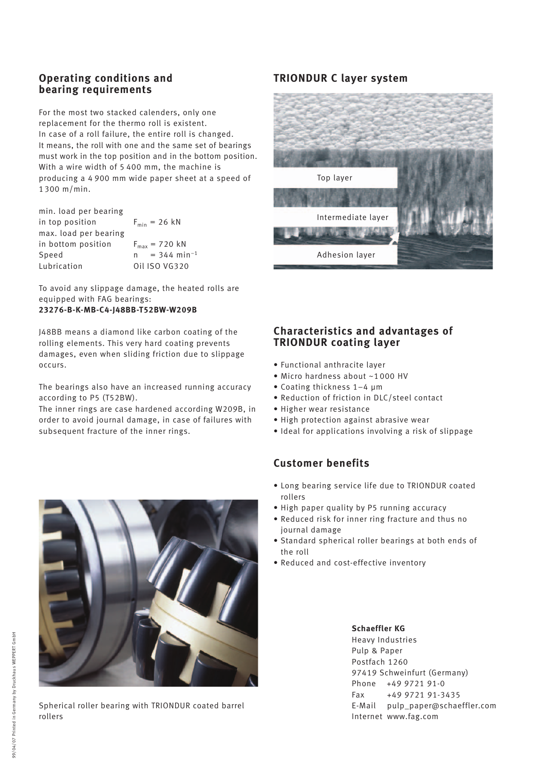## Operating conditions and bearing requirements

For the most two stacked calenders, only one replacement for the thermo roll is existent.
In case of a roll failure, the entire roll is changed.
It means, the roll with one and the same set of bearings must work in the top position and in the bottom position.
With a wire width of 5 400 mm, the machine is producing a 4 900 mm wide paper sheet at a speed of 1 300 m/min.

| | |
|---|---|
| min. load per bearing in top position | $F_{min}$ = 26 kN |
| max. load per bearing in bottom position | $F_{max}$ = 720 kN |
| Speed | n = 344 $min^{-1}$ |
| Lubrication | Oil ISO VG320 |

To avoid any slippage damage, the heated rolls are equipped with FAG bearings:
**23276-B-K-MB-C4-J48BB-T52BW-W209B**

J48BB means a diamond like carbon coating of the rolling elements. This very hard coating prevents damages, even when sliding friction due to slippage occurs.

The bearings also have an increased running accuracy according to P5 (T52BW).
The inner rings are case hardened according W209B, in order to avoid journal damage, in case of failures with subsequent fracture of the inner rings.

Spherical roller bearing with TRIONDUR coated barrel rollers

## TRIONDUR C layer system

Top layer

Intermediate layer

Adhesion layer

## Characteristics and advantages of TRIONDUR coating layer

- Functional anthracite layer
- Micro hardness about ~1 000 HV
- Coating thickness 1–4 µm
- Reduction of friction in DLC/steel contact
- Higher wear resistance
- High protection against abrasive wear
- Ideal for applications involving a risk of slippage

## Customer benefits

- Long bearing service life due to TRIONDUR coated rollers
- High paper quality by P5 running accuracy
- Reduced risk for inner ring fracture and thus no journal damage
- Standard spherical roller bearings at both ends of the roll
- Reduced and cost-effective inventory

**Schaeffler KG**
Heavy Industries
Pulp & Paper
Postfach 1260
97419 Schweinfurt (Germany)
Phone +49 9721 91-0
Fax +49 9721 91-3435
E-Mail pulp_paper@schaeffler.com
Internet www.fag.com

99/04/07 Printed in Germany by Druckhaus WEPPERT GmbH